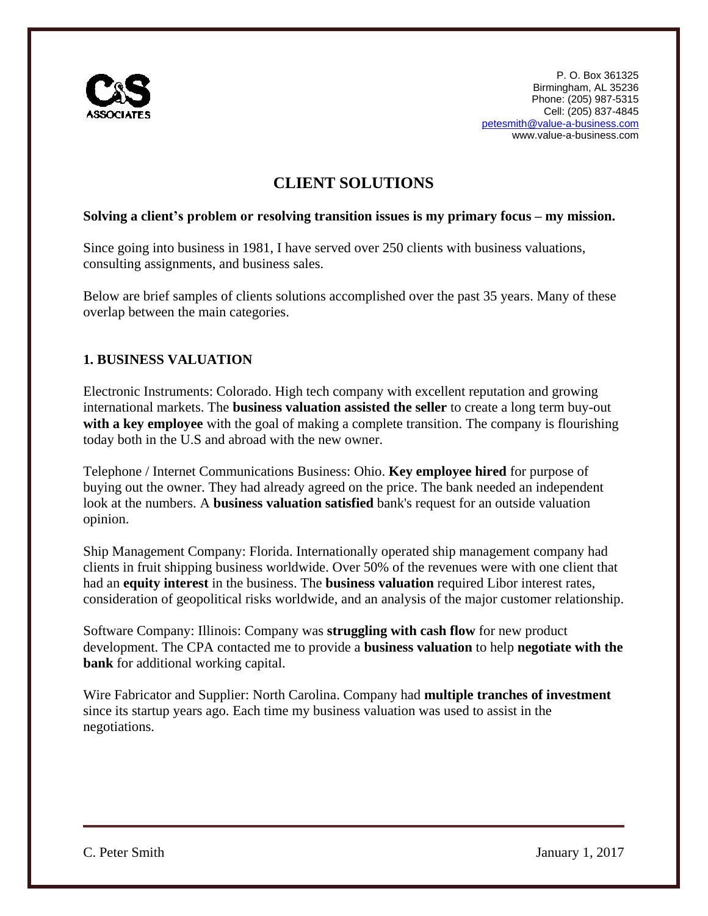P. O. Box 361325
Birmingham, AL 35236
Phone: (205) 987-5315
Cell: (205) 837-4845
petesmith@value-a-business.com
www.value-a-business.com

# CLIENT SOLUTIONS

**Solving a client's problem or resolving transition issues is my primary focus – my mission.**

Since going into business in 1981, I have served over 250 clients with business valuations, consulting assignments, and business sales.

Below are brief samples of clients solutions accomplished over the past 35 years. Many of these overlap between the main categories.

## 1. BUSINESS VALUATION

Electronic Instruments: Colorado. High tech company with excellent reputation and growing international markets. The **business valuation assisted the seller** to create a long term buy-out **with a key employee** with the goal of making a complete transition. The company is flourishing today both in the U.S and abroad with the new owner.

Telephone / Internet Communications Business: Ohio. **Key employee hired** for purpose of buying out the owner. They had already agreed on the price. The bank needed an independent look at the numbers. A **business valuation satisfied** bank's request for an outside valuation opinion.

Ship Management Company: Florida. Internationally operated ship management company had clients in fruit shipping business worldwide. Over 50% of the revenues were with one client that had an **equity interest** in the business. The **business valuation** required Libor interest rates, consideration of geopolitical risks worldwide, and an analysis of the major customer relationship.

Software Company: Illinois: Company was **struggling with cash flow** for new product development. The CPA contacted me to provide a **business valuation** to help **negotiate with the bank** for additional working capital.

Wire Fabricator and Supplier: North Carolina. Company had **multiple tranches of investment** since its startup years ago. Each time my business valuation was used to assist in the negotiations.

C. Peter Smith — January 1, 2017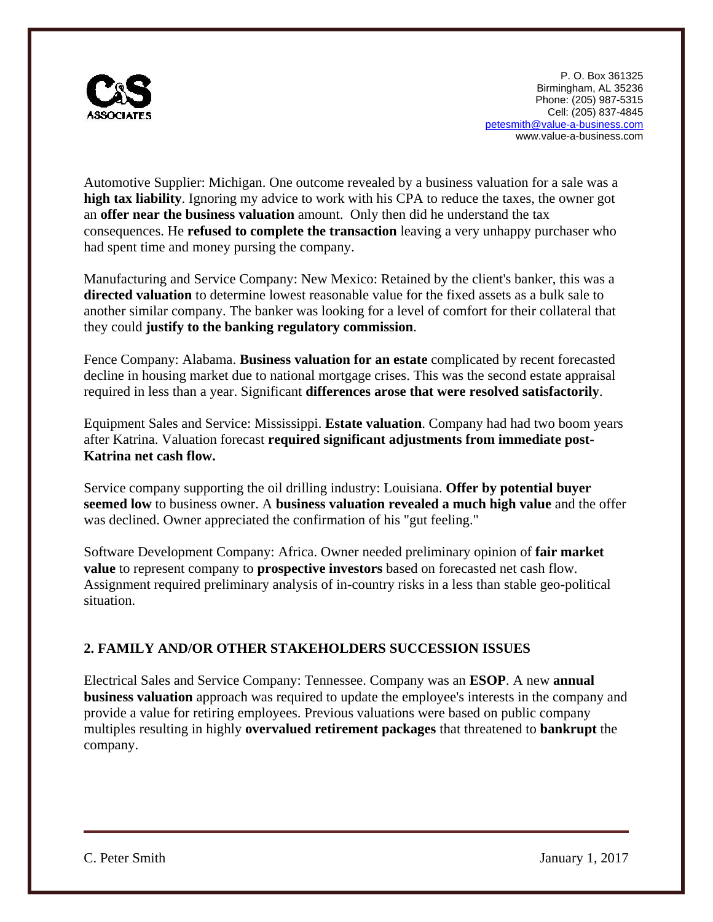Automotive Supplier: Michigan. One outcome revealed by a business valuation for a sale was a **high tax liability**. Ignoring my advice to work with his CPA to reduce the taxes, the owner got an **offer near the business valuation** amount. Only then did he understand the tax consequences. He **refused to complete the transaction** leaving a very unhappy purchaser who had spent time and money pursing the company.

Manufacturing and Service Company: New Mexico: Retained by the client's banker, this was a **directed valuation** to determine lowest reasonable value for the fixed assets as a bulk sale to another similar company. The banker was looking for a level of comfort for their collateral that they could **justify to the banking regulatory commission**.

Fence Company: Alabama. **Business valuation for an estate** complicated by recent forecasted decline in housing market due to national mortgage crises. This was the second estate appraisal required in less than a year. Significant **differences arose that were resolved satisfactorily**.

Equipment Sales and Service: Mississippi. **Estate valuation**. Company had had two boom years after Katrina. Valuation forecast **required significant adjustments from immediate post-Katrina net cash flow.**

Service company supporting the oil drilling industry: Louisiana. **Offer by potential buyer seemed low** to business owner. A **business valuation revealed a much high value** and the offer was declined. Owner appreciated the confirmation of his "gut feeling."

Software Development Company: Africa. Owner needed preliminary opinion of **fair market value** to represent company to **prospective investors** based on forecasted net cash flow. Assignment required preliminary analysis of in-country risks in a less than stable geo-political situation.

## 2. FAMILY AND/OR OTHER STAKEHOLDERS SUCCESSION ISSUES

Electrical Sales and Service Company: Tennessee. Company was an **ESOP**. A new **annual business valuation** approach was required to update the employee's interests in the company and provide a value for retiring employees. Previous valuations were based on public company multiples resulting in highly **overvalued retirement packages** that threatened to **bankrupt** the company.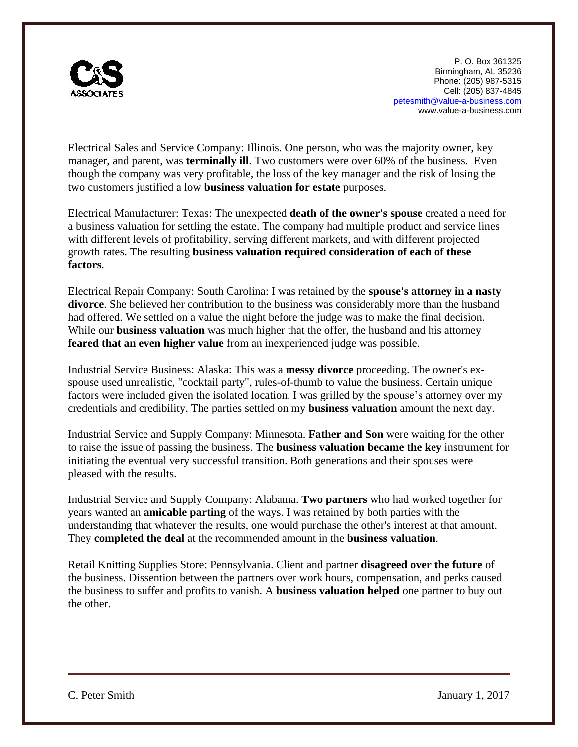Electrical Sales and Service Company: Illinois. One person, who was the majority owner, key manager, and parent, was **terminally ill**. Two customers were over 60% of the business. Even though the company was very profitable, the loss of the key manager and the risk of losing the two customers justified a low **business valuation for estate** purposes.

Electrical Manufacturer: Texas: The unexpected **death of the owner's spouse** created a need for a business valuation for settling the estate. The company had multiple product and service lines with different levels of profitability, serving different markets, and with different projected growth rates. The resulting **business valuation required consideration of each of these factors**.

Electrical Repair Company: South Carolina: I was retained by the **spouse's attorney in a nasty divorce**. She believed her contribution to the business was considerably more than the husband had offered. We settled on a value the night before the judge was to make the final decision. While our **business valuation** was much higher that the offer, the husband and his attorney **feared that an even higher value** from an inexperienced judge was possible.

Industrial Service Business: Alaska: This was a **messy divorce** proceeding. The owner's ex-spouse used unrealistic, "cocktail party", rules-of-thumb to value the business. Certain unique factors were included given the isolated location. I was grilled by the spouse's attorney over my credentials and credibility. The parties settled on my **business valuation** amount the next day.

Industrial Service and Supply Company: Minnesota. **Father and Son** were waiting for the other to raise the issue of passing the business. The **business valuation became the key** instrument for initiating the eventual very successful transition. Both generations and their spouses were pleased with the results.

Industrial Service and Supply Company: Alabama. **Two partners** who had worked together for years wanted an **amicable parting** of the ways. I was retained by both parties with the understanding that whatever the results, one would purchase the other's interest at that amount. They **completed the deal** at the recommended amount in the **business valuation**.

Retail Knitting Supplies Store: Pennsylvania. Client and partner **disagreed over the future** of the business. Dissention between the partners over work hours, compensation, and perks caused the business to suffer and profits to vanish. A **business valuation helped** one partner to buy out the other.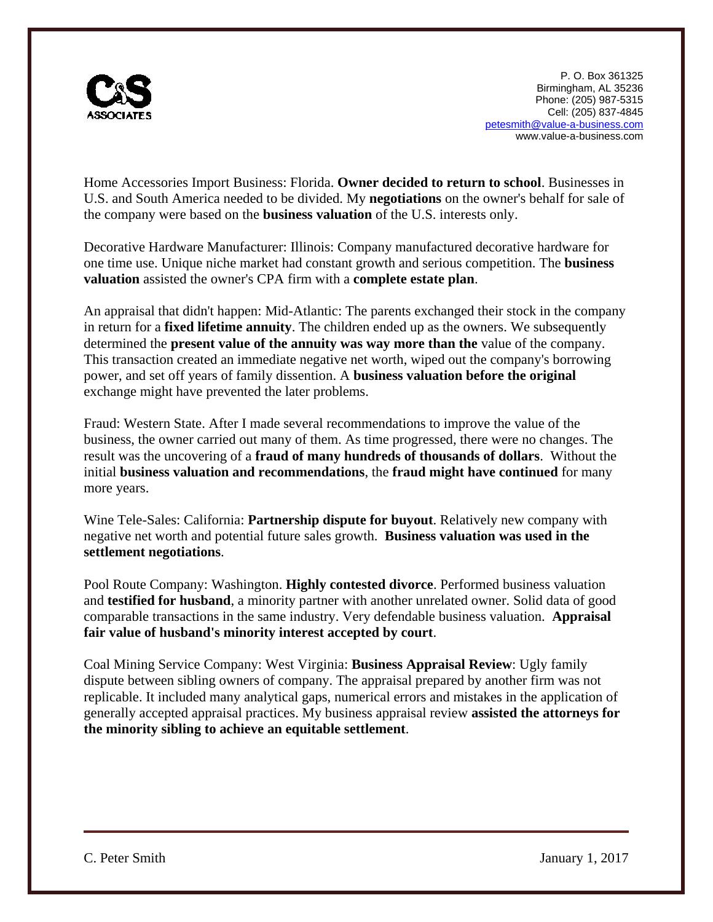Home Accessories Import Business: Florida. **Owner decided to return to school**. Businesses in U.S. and South America needed to be divided. My **negotiations** on the owner's behalf for sale of the company were based on the **business valuation** of the U.S. interests only.

Decorative Hardware Manufacturer: Illinois: Company manufactured decorative hardware for one time use. Unique niche market had constant growth and serious competition. The **business valuation** assisted the owner's CPA firm with a **complete estate plan**.

An appraisal that didn't happen: Mid-Atlantic: The parents exchanged their stock in the company in return for a **fixed lifetime annuity**. The children ended up as the owners. We subsequently determined the **present value of the annuity was way more than the** value of the company. This transaction created an immediate negative net worth, wiped out the company's borrowing power, and set off years of family dissention. A **business valuation before the original** exchange might have prevented the later problems.

Fraud: Western State. After I made several recommendations to improve the value of the business, the owner carried out many of them. As time progressed, there were no changes. The result was the uncovering of a **fraud of many hundreds of thousands of dollars**. Without the initial **business valuation and recommendations**, the **fraud might have continued** for many more years.

Wine Tele-Sales: California: **Partnership dispute for buyout**. Relatively new company with negative net worth and potential future sales growth. **Business valuation was used in the settlement negotiations**.

Pool Route Company: Washington. **Highly contested divorce**. Performed business valuation and **testified for husband**, a minority partner with another unrelated owner. Solid data of good comparable transactions in the same industry. Very defendable business valuation. **Appraisal fair value of husband's minority interest accepted by court**.

Coal Mining Service Company: West Virginia: **Business Appraisal Review**: Ugly family dispute between sibling owners of company. The appraisal prepared by another firm was not replicable. It included many analytical gaps, numerical errors and mistakes in the application of generally accepted appraisal practices. My business appraisal review **assisted the attorneys for the minority sibling to achieve an equitable settlement**.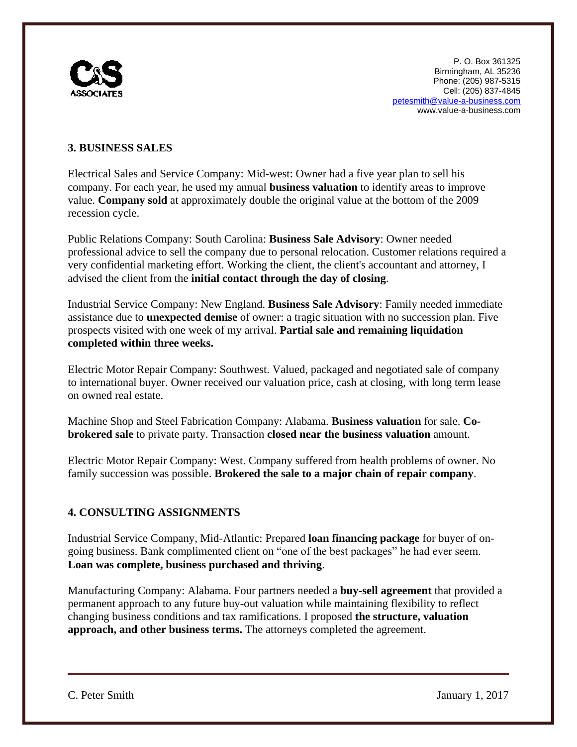## 3. BUSINESS SALES

Electrical Sales and Service Company: Mid-west: Owner had a five year plan to sell his company. For each year, he used my annual **business valuation** to identify areas to improve value. **Company sold** at approximately double the original value at the bottom of the 2009 recession cycle.

Public Relations Company: South Carolina: **Business Sale Advisory**: Owner needed professional advice to sell the company due to personal relocation. Customer relations required a very confidential marketing effort. Working the client, the client's accountant and attorney, I advised the client from the **initial contact through the day of closing**.

Industrial Service Company: New England. **Business Sale Advisory**: Family needed immediate assistance due to **unexpected demise** of owner: a tragic situation with no succession plan. Five prospects visited with one week of my arrival. **Partial sale and remaining liquidation completed within three weeks.**

Electric Motor Repair Company: Southwest. Valued, packaged and negotiated sale of company to international buyer. Owner received our valuation price, cash at closing, with long term lease on owned real estate.

Machine Shop and Steel Fabrication Company: Alabama. **Business valuation** for sale. **Co-brokered sale** to private party. Transaction **closed near the business valuation** amount.

Electric Motor Repair Company: West. Company suffered from health problems of owner. No family succession was possible. **Brokered the sale to a major chain of repair company**.

## 4. CONSULTING ASSIGNMENTS

Industrial Service Company, Mid-Atlantic: Prepared **loan financing package** for buyer of on-going business. Bank complimented client on "one of the best packages" he had ever seem. **Loan was complete, business purchased and thriving**.

Manufacturing Company: Alabama. Four partners needed a **buy-sell agreement** that provided a permanent approach to any future buy-out valuation while maintaining flexibility to reflect changing business conditions and tax ramifications. I proposed **the structure, valuation approach, and other business terms.** The attorneys completed the agreement.